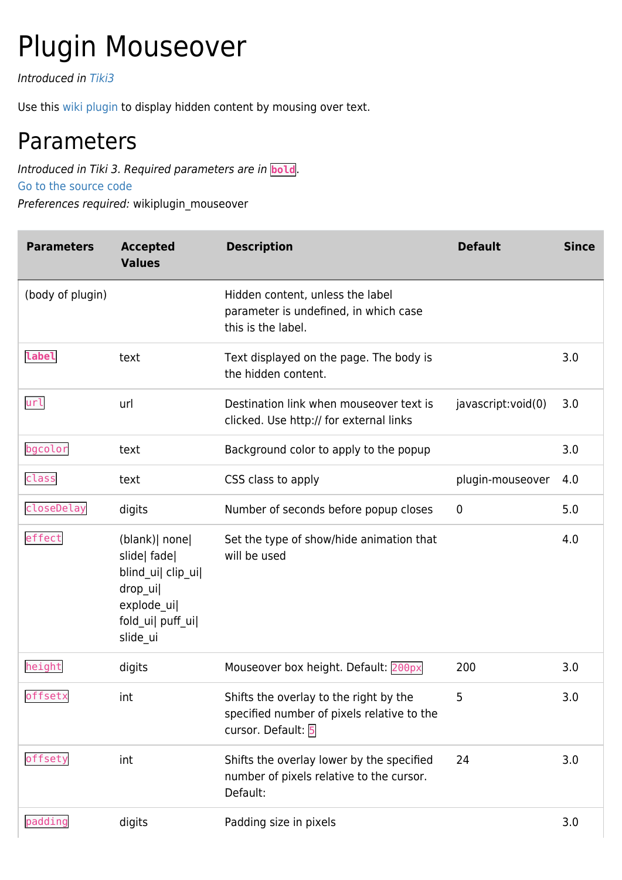# Plugin Mouseover

*Introduced in Tiki3*

Use this wiki plugin to display hidden content by mousing over text.

## Parameters

*Introduced in Tiki 3. Required parameters are in* **`bold`**.
Go to the source code
*Preferences required:* wikiplugin_mouseover

| Parameters | Accepted Values | Description | Default | Since |
| --- | --- | --- | --- | --- |
| (body of plugin) | | Hidden content, unless the label parameter is undefined, in which case this is the label. | | |
| **`label`** | text | Text displayed on the page. The body is the hidden content. | | 3.0 |
| `url` | url | Destination link when mouseover text is clicked. Use http:// for external links | javascript:void(0) | 3.0 |
| `bgcolor` | text | Background color to apply to the popup | | 3.0 |
| `class` | text | CSS class to apply | plugin-mouseover | 4.0 |
| `closeDelay` | digits | Number of seconds before popup closes | 0 | 5.0 |
| `effect` | (blank)\| none\| slide\| fade\| blind_ui\| clip_ui\| drop_ui\| explode_ui\| fold_ui\| puff_ui\| slide_ui | Set the type of show/hide animation that will be used | | 4.0 |
| `height` | digits | Mouseover box height. Default: `200px` | 200 | 3.0 |
| `offsetx` | int | Shifts the overlay to the right by the specified number of pixels relative to the cursor. Default: `5` | 5 | 3.0 |
| `offsety` | int | Shifts the overlay lower by the specified number of pixels relative to the cursor. Default: | 24 | 3.0 |
| `padding` | digits | Padding size in pixels | | 3.0 |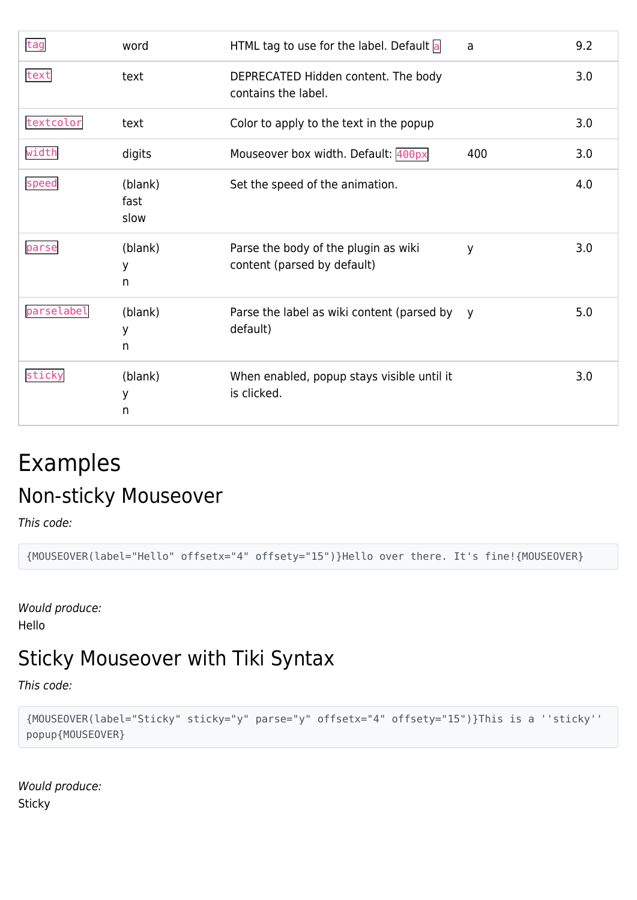| | | | | |
|---|---|---|---|---|
| `tag` | word | HTML tag to use for the label. Default `a` | a | 9.2 |
| `text` | text | DEPRECATED Hidden content. The body contains the label. | | 3.0 |
| `textcolor` | text | Color to apply to the text in the popup | | 3.0 |
| `width` | digits | Mouseover box width. Default: `400px` | 400 | 3.0 |
| `speed` | (blank)<br>fast<br>slow | Set the speed of the animation. | | 4.0 |
| `parse` | (blank)<br>y<br>n | Parse the body of the plugin as wiki content (parsed by default) | y | 3.0 |
| `parselabel` | (blank)<br>y<br>n | Parse the label as wiki content (parsed by default) | y | 5.0 |
| `sticky` | (blank)<br>y<br>n | When enabled, popup stays visible until it is clicked. | | 3.0 |

# Examples

## Non-sticky Mouseover

*This code:*

```
{MOUSEOVER(label="Hello" offsetx="4" offsety="15")}Hello over there. It's fine!{MOUSEOVER}
```

*Would produce:*
Hello

## Sticky Mouseover with Tiki Syntax

*This code:*

```
{MOUSEOVER(label="Sticky" sticky="y" parse="y" offsetx="4" offsety="15")}This is a ''sticky'' popup{MOUSEOVER}
```

*Would produce:*
Sticky